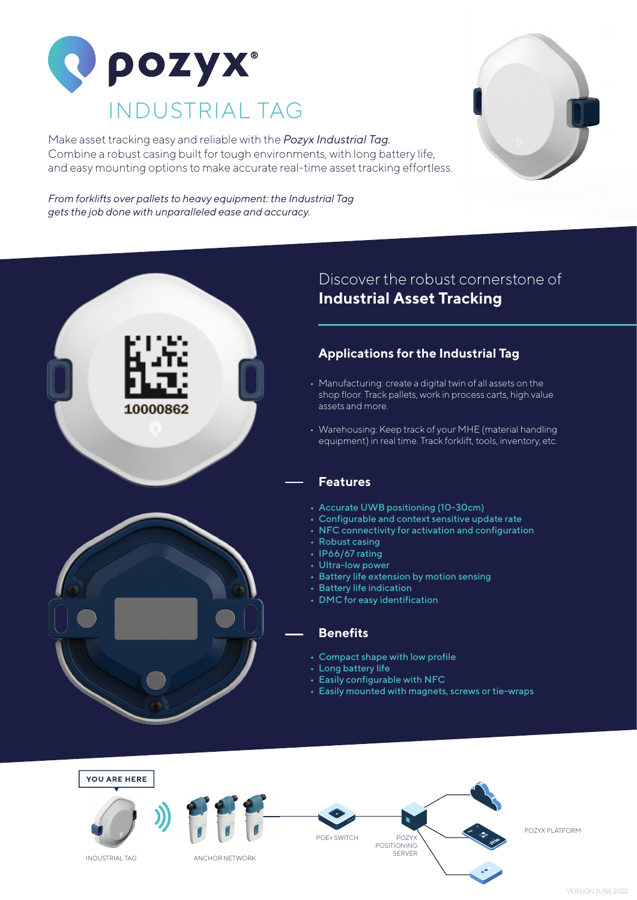# pozyx®

## INDUSTRIAL TAG

Make asset tracking easy and reliable with the *Pozyx Industrial Tag.* Combine a robust casing built for tough environments, with long battery life, and easy mounting options to make accurate real-time asset tracking effortless.

*From forklifts over pallets to heavy equipment: the Industrial Tag gets the job done with unparalleled ease and accuracy.*

Discover the robust cornerstone of
**Industrial Asset Tracking**

### Applications for the Industrial Tag

- Manufacturing: create a digital twin of all assets on the shop floor. Track pallets, work in process carts, high value assets and more.
- Warehousing: Keep track of your MHE (material handling equipment) in real time. Track forklift, tools, inventory, etc.

### Features

- Accurate UWB positioning (10-30cm)
- Configurable and context sensitive update rate
- NFC connectivity for activation and configuration
- Robust casing
- IP66/67 rating
- Ultra-low power
- Battery life extension by motion sensing
- Battery life indication
- DMC for easy identification

### Benefits

- Compact shape with low profile
- Long battery life
- Easily configurable with NFC
- Easily mounted with magnets, screws or tie-wraps

YOU ARE HERE

INDUSTRIAL TAG

ANCHOR NETWORK

POE+ SWITCH

POZYX POSITIONING SERVER

POZYX PLATFORM

VERSION JUNE 2022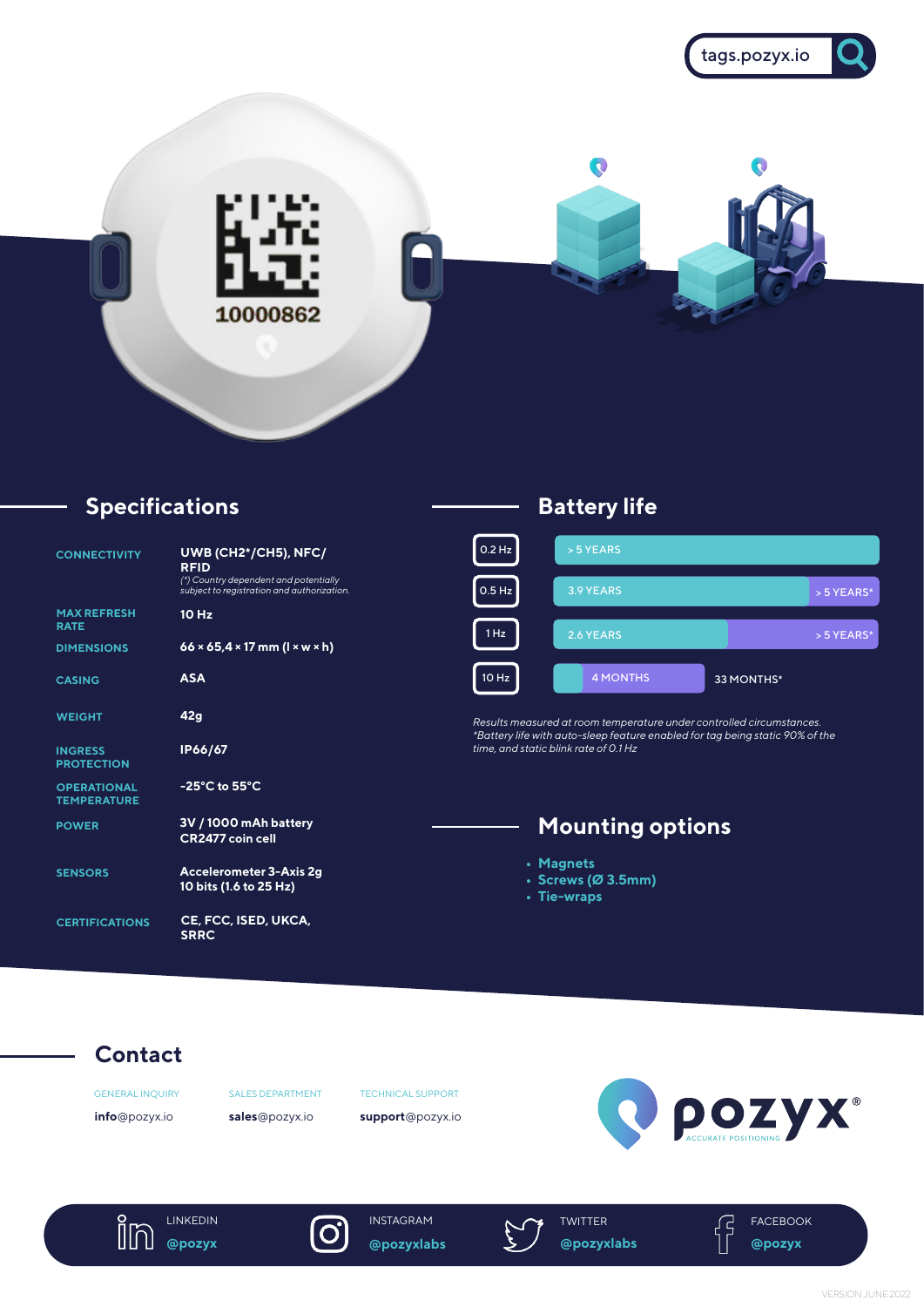tags.pozyx.io

10000862

## Specifications

| | |
|---|---|
| CONNECTIVITY | UWB (CH2*/CH5), NFC/ RFID<br>*(\*) Country dependent and potentially subject to registration and authorization.* |
| MAX REFRESH RATE | 10 Hz |
| DIMENSIONS | 66 × 65,4 × 17 mm (l × w × h) |
| CASING | ASA |
| WEIGHT | 42g |
| INGRESS PROTECTION | IP66/67 |
| OPERATIONAL TEMPERATURE | -25°C to 55°C |
| POWER | 3V / 1000 mAh battery CR2477 coin cell |
| SENSORS | Accelerometer 3-Axis 2g 10 bits (1.6 to 25 Hz) |
| CERTIFICATIONS | CE, FCC, ISED, UKCA, SRRC |

## Battery life

0.2 Hz — > 5 YEARS

0.5 Hz — 3.9 YEARS — > 5 YEARS*

1 Hz — 2.6 YEARS — > 5 YEARS*

10 Hz — 4 MONTHS — 33 MONTHS*

*Results measured at room temperature under controlled circumstances.*
*\*Battery life with auto-sleep feature enabled for tag being static 90% of the time, and static blink rate of 0.1 Hz*

## Mounting options

- Magnets
- Screws (Ø 3.5mm)
- Tie-wraps

## Contact

GENERAL INQUIRY
**info**@pozyx.io

SALES DEPARTMENT
**sales**@pozyx.io

TECHNICAL SUPPORT
**support**@pozyx.io

pozyx® ACCURATE POSITIONING

LINKEDIN **@pozyx**

INSTAGRAM **@pozyxlabs**

TWITTER **@pozyxlabs**

FACEBOOK **@pozyx**

VERSION JUNE 2022